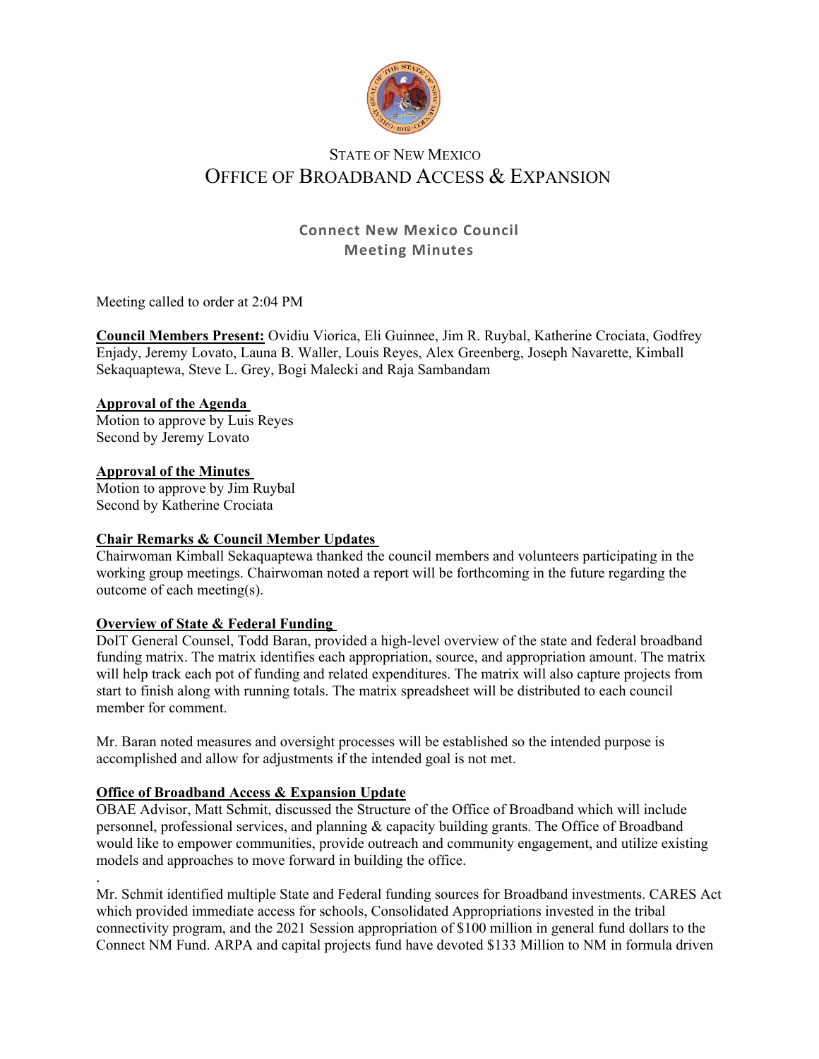# STATE OF NEW MEXICO
# OFFICE OF BROADBAND ACCESS & EXPANSION

## Connect New Mexico Council
## Meeting Minutes

Meeting called to order at 2:04 PM

**Council Members Present:** Ovidiu Viorica, Eli Guinnee, Jim R. Ruybal, Katherine Crociata, Godfrey Enjady, Jeremy Lovato, Launa B. Waller, Louis Reyes, Alex Greenberg, Joseph Navarette, Kimball Sekaquaptewa, Steve L. Grey, Bogi Malecki and Raja Sambandam

**Approval of the Agenda**
Motion to approve by Luis Reyes
Second by Jeremy Lovato

**Approval of the Minutes**
Motion to approve by Jim Ruybal
Second by Katherine Crociata

**Chair Remarks & Council Member Updates**
Chairwoman Kimball Sekaquaptewa thanked the council members and volunteers participating in the working group meetings. Chairwoman noted a report will be forthcoming in the future regarding the outcome of each meeting(s).

**Overview of State & Federal Funding**
DoIT General Counsel, Todd Baran, provided a high-level overview of the state and federal broadband funding matrix. The matrix identifies each appropriation, source, and appropriation amount. The matrix will help track each pot of funding and related expenditures. The matrix will also capture projects from start to finish along with running totals. The matrix spreadsheet will be distributed to each council member for comment.

Mr. Baran noted measures and oversight processes will be established so the intended purpose is accomplished and allow for adjustments if the intended goal is not met.

**Office of Broadband Access & Expansion Update**
OBAE Advisor, Matt Schmit, discussed the Structure of the Office of Broadband which will include personnel, professional services, and planning & capacity building grants. The Office of Broadband would like to empower communities, provide outreach and community engagement, and utilize existing models and approaches to move forward in building the office.

.
Mr. Schmit identified multiple State and Federal funding sources for Broadband investments. CARES Act which provided immediate access for schools, Consolidated Appropriations invested in the tribal connectivity program, and the 2021 Session appropriation of $100 million in general fund dollars to the Connect NM Fund. ARPA and capital projects fund have devoted $133 Million to NM in formula driven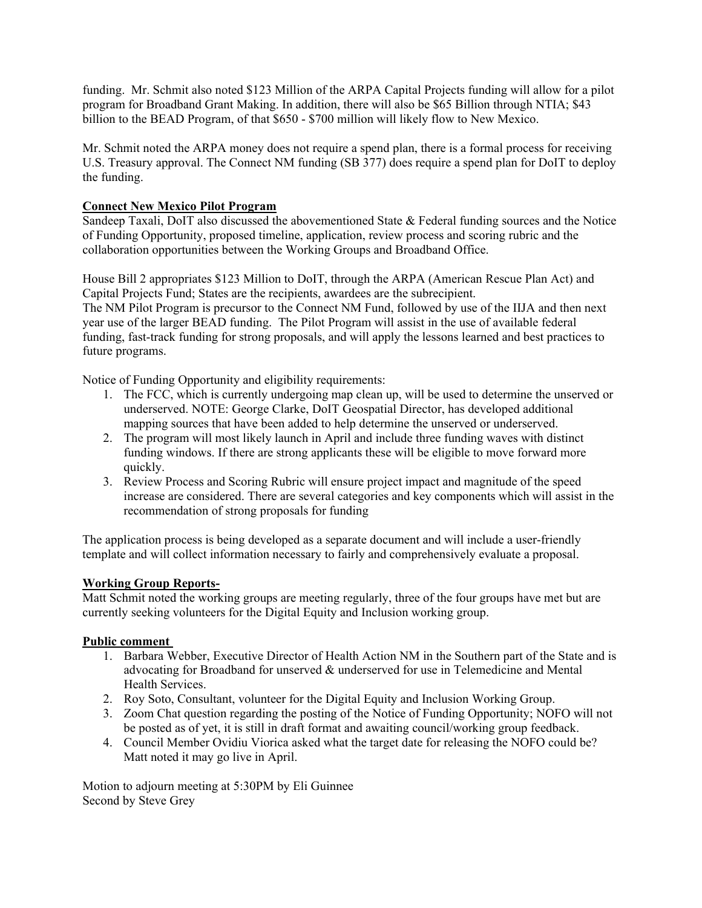funding. Mr. Schmit also noted $123 Million of the ARPA Capital Projects funding will allow for a pilot program for Broadband Grant Making. In addition, there will also be $65 Billion through NTIA; $43 billion to the BEAD Program, of that $650 - $700 million will likely flow to New Mexico.

Mr. Schmit noted the ARPA money does not require a spend plan, there is a formal process for receiving U.S. Treasury approval. The Connect NM funding (SB 377) does require a spend plan for DoIT to deploy the funding.

**Connect New Mexico Pilot Program**

Sandeep Taxali, DoIT also discussed the abovementioned State & Federal funding sources and the Notice of Funding Opportunity, proposed timeline, application, review process and scoring rubric and the collaboration opportunities between the Working Groups and Broadband Office.

House Bill 2 appropriates $123 Million to DoIT, through the ARPA (American Rescue Plan Act) and Capital Projects Fund; States are the recipients, awardees are the subrecipient.
The NM Pilot Program is precursor to the Connect NM Fund, followed by use of the IIJA and then next year use of the larger BEAD funding. The Pilot Program will assist in the use of available federal funding, fast-track funding for strong proposals, and will apply the lessons learned and best practices to future programs.

Notice of Funding Opportunity and eligibility requirements:

1. The FCC, which is currently undergoing map clean up, will be used to determine the unserved or underserved. NOTE: George Clarke, DoIT Geospatial Director, has developed additional mapping sources that have been added to help determine the unserved or underserved.
2. The program will most likely launch in April and include three funding waves with distinct funding windows. If there are strong applicants these will be eligible to move forward more quickly.
3. Review Process and Scoring Rubric will ensure project impact and magnitude of the speed increase are considered. There are several categories and key components which will assist in the recommendation of strong proposals for funding

The application process is being developed as a separate document and will include a user-friendly template and will collect information necessary to fairly and comprehensively evaluate a proposal.

**Working Group Reports-**

Matt Schmit noted the working groups are meeting regularly, three of the four groups have met but are currently seeking volunteers for the Digital Equity and Inclusion working group.

**Public comment**

1. Barbara Webber, Executive Director of Health Action NM in the Southern part of the State and is advocating for Broadband for unserved & underserved for use in Telemedicine and Mental Health Services.
2. Roy Soto, Consultant, volunteer for the Digital Equity and Inclusion Working Group.
3. Zoom Chat question regarding the posting of the Notice of Funding Opportunity; NOFO will not be posted as of yet, it is still in draft format and awaiting council/working group feedback.
4. Council Member Ovidiu Viorica asked what the target date for releasing the NOFO could be? Matt noted it may go live in April.

Motion to adjourn meeting at 5:30PM by Eli Guinnee
Second by Steve Grey